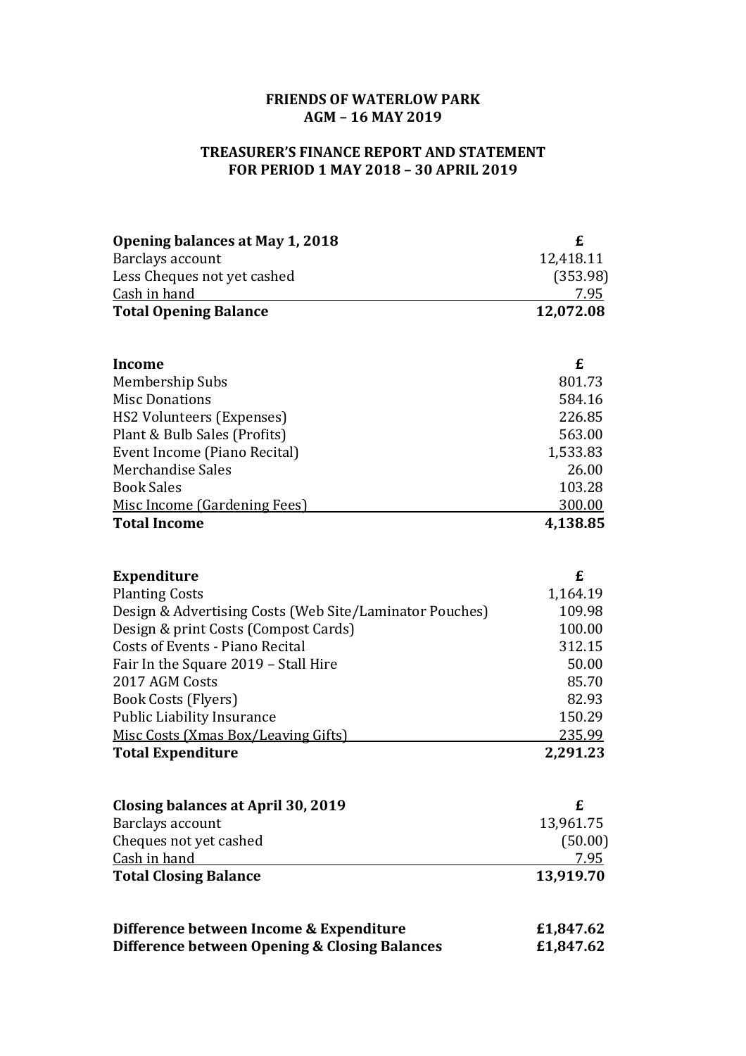# FRIENDS OF WATERLOW PARK
## AGM – 16 MAY 2019

## TREASURER'S FINANCE REPORT AND STATEMENT
## FOR PERIOD 1 MAY 2018 – 30 APRIL 2019

| **Opening balances at May 1, 2018** | **£** |
|---|---|
| Barclays account | 12,418.11 |
| Less Cheques not yet cashed | (353.98) |
| Cash in hand | 7.95 |
| **Total Opening Balance** | **12,072.08** |

| **Income** | **£** |
|---|---|
| Membership Subs | 801.73 |
| Misc Donations | 584.16 |
| HS2 Volunteers (Expenses) | 226.85 |
| Plant & Bulb Sales (Profits) | 563.00 |
| Event Income (Piano Recital) | 1,533.83 |
| Merchandise Sales | 26.00 |
| Book Sales | 103.28 |
| Misc Income (Gardening Fees) | 300.00 |
| **Total Income** | **4,138.85** |

| **Expenditure** | **£** |
|---|---|
| Planting Costs | 1,164.19 |
| Design & Advertising Costs (Web Site/Laminator Pouches) | 109.98 |
| Design & print Costs (Compost Cards) | 100.00 |
| Costs of Events - Piano Recital | 312.15 |
| Fair In the Square 2019 – Stall Hire | 50.00 |
| 2017 AGM Costs | 85.70 |
| Book Costs (Flyers) | 82.93 |
| Public Liability Insurance | 150.29 |
| Misc Costs (Xmas Box/Leaving Gifts) | 235.99 |
| **Total Expenditure** | **2,291.23** |

| **Closing balances at April 30, 2019** | **£** |
|---|---|
| Barclays account | 13,961.75 |
| Cheques not yet cashed | (50.00) |
| Cash in hand | 7.95 |
| **Total Closing Balance** | **13,919.70** |

| | |
|---|---|
| **Difference between Income & Expenditure** | **£1,847.62** |
| **Difference between Opening & Closing Balances** | **£1,847.62** |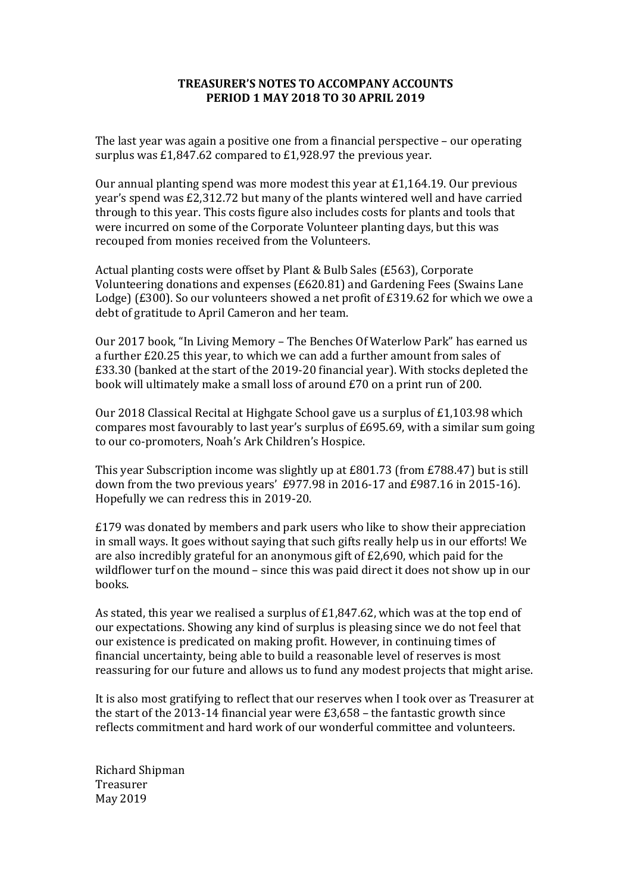# TREASURER'S NOTES TO ACCOMPANY ACCOUNTS
# PERIOD 1 MAY 2018 TO 30 APRIL 2019

The last year was again a positive one from a financial perspective – our operating surplus was £1,847.62 compared to £1,928.97 the previous year.

Our annual planting spend was more modest this year at £1,164.19. Our previous year's spend was £2,312.72 but many of the plants wintered well and have carried through to this year. This costs figure also includes costs for plants and tools that were incurred on some of the Corporate Volunteer planting days, but this was recouped from monies received from the Volunteers.

Actual planting costs were offset by Plant & Bulb Sales (£563), Corporate Volunteering donations and expenses (£620.81) and Gardening Fees (Swains Lane Lodge) (£300). So our volunteers showed a net profit of £319.62 for which we owe a debt of gratitude to April Cameron and her team.

Our 2017 book, "In Living Memory – The Benches Of Waterlow Park" has earned us a further £20.25 this year, to which we can add a further amount from sales of £33.30 (banked at the start of the 2019-20 financial year). With stocks depleted the book will ultimately make a small loss of around £70 on a print run of 200.

Our 2018 Classical Recital at Highgate School gave us a surplus of £1,103.98 which compares most favourably to last year's surplus of £695.69, with a similar sum going to our co-promoters, Noah's Ark Children's Hospice.

This year Subscription income was slightly up at £801.73 (from £788.47) but is still down from the two previous years' £977.98 in 2016-17 and £987.16 in 2015-16). Hopefully we can redress this in 2019-20.

£179 was donated by members and park users who like to show their appreciation in small ways. It goes without saying that such gifts really help us in our efforts! We are also incredibly grateful for an anonymous gift of £2,690, which paid for the wildflower turf on the mound – since this was paid direct it does not show up in our books.

As stated, this year we realised a surplus of £1,847.62, which was at the top end of our expectations. Showing any kind of surplus is pleasing since we do not feel that our existence is predicated on making profit. However, in continuing times of financial uncertainty, being able to build a reasonable level of reserves is most reassuring for our future and allows us to fund any modest projects that might arise.

It is also most gratifying to reflect that our reserves when I took over as Treasurer at the start of the 2013-14 financial year were £3,658 – the fantastic growth since reflects commitment and hard work of our wonderful committee and volunteers.

Richard Shipman
Treasurer
May 2019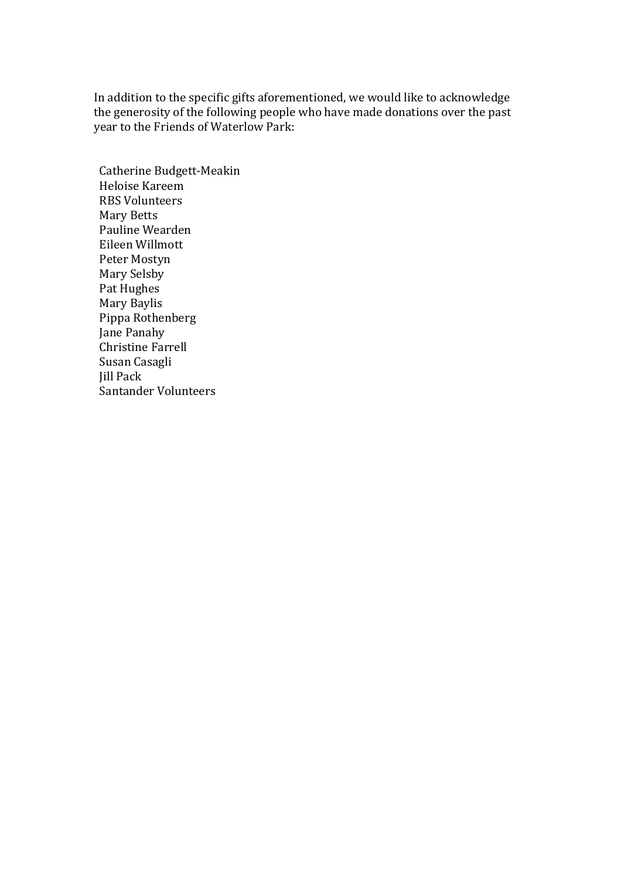In addition to the specific gifts aforementioned, we would like to acknowledge the generosity of the following people who have made donations over the past year to the Friends of Waterlow Park:

Catherine Budgett-Meakin
Heloise Kareem
RBS Volunteers
Mary Betts
Pauline Wearden
Eileen Willmott
Peter Mostyn
Mary Selsby
Pat Hughes
Mary Baylis
Pippa Rothenberg
Jane Panahy
Christine Farrell
Susan Casagli
Jill Pack
Santander Volunteers